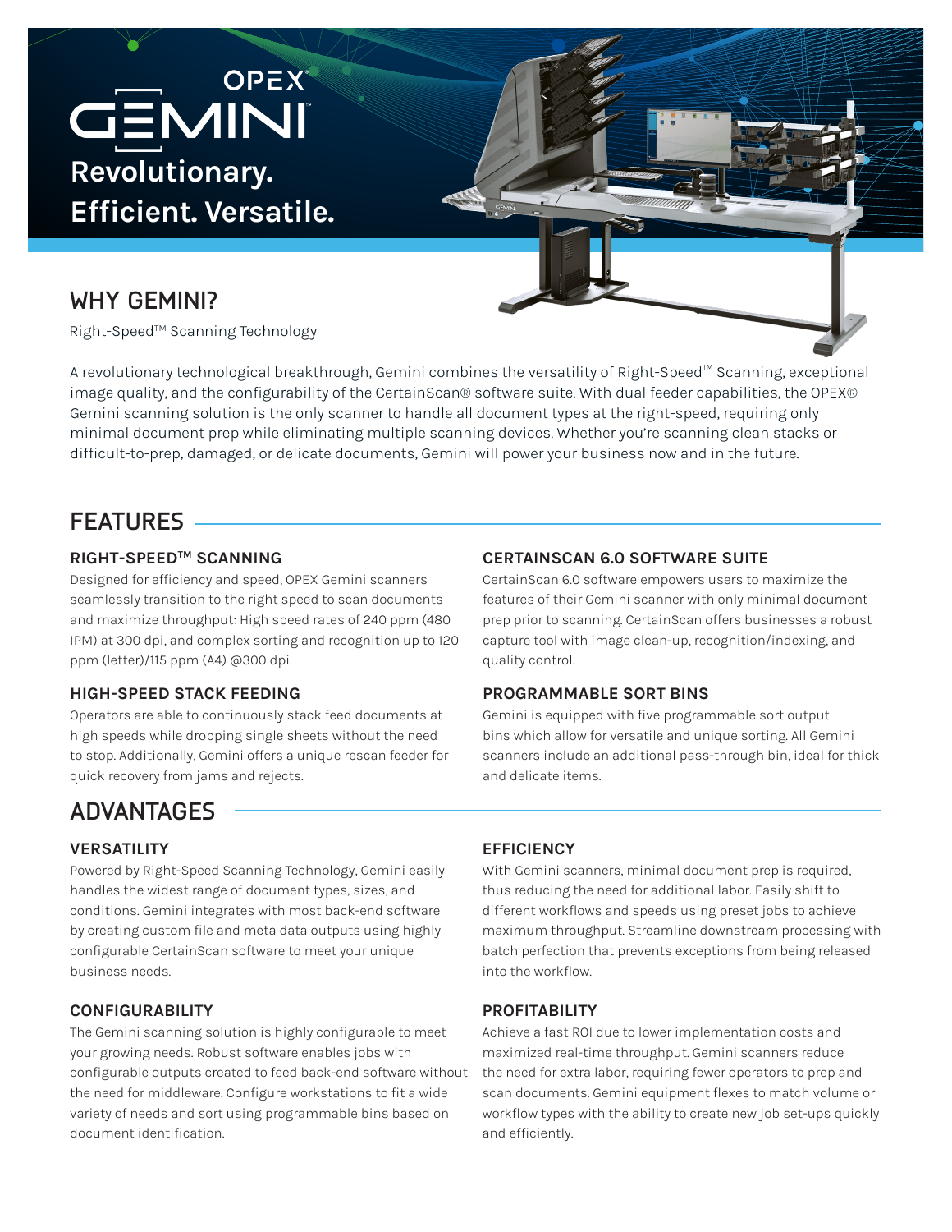# OPEX GEMINI

**Revolutionary. Efficient. Versatile.**

## WHY GEMINI?

Right-Speed™ Scanning Technology

A revolutionary technological breakthrough, Gemini combines the versatility of Right-Speed™ Scanning, exceptional image quality, and the configurability of the CertainScan® software suite. With dual feeder capabilities, the OPEX® Gemini scanning solution is the only scanner to handle all document types at the right-speed, requiring only minimal document prep while eliminating multiple scanning devices. Whether you're scanning clean stacks or difficult-to-prep, damaged, or delicate documents, Gemini will power your business now and in the future.

## FEATURES

### RIGHT-SPEED™ SCANNING

Designed for efficiency and speed, OPEX Gemini scanners seamlessly transition to the right speed to scan documents and maximize throughput: High speed rates of 240 ppm (480 IPM) at 300 dpi, and complex sorting and recognition up to 120 ppm (letter)/115 ppm (A4) @300 dpi.

### HIGH-SPEED STACK FEEDING

Operators are able to continuously stack feed documents at high speeds while dropping single sheets without the need to stop. Additionally, Gemini offers a unique rescan feeder for quick recovery from jams and rejects.

### CERTAINSCAN 6.0 SOFTWARE SUITE

CertainScan 6.0 software empowers users to maximize the features of their Gemini scanner with only minimal document prep prior to scanning. CertainScan offers businesses a robust capture tool with image clean-up, recognition/indexing, and quality control.

### PROGRAMMABLE SORT BINS

Gemini is equipped with five programmable sort output bins which allow for versatile and unique sorting. All Gemini scanners include an additional pass-through bin, ideal for thick and delicate items.

## ADVANTAGES

### VERSATILITY

Powered by Right-Speed Scanning Technology, Gemini easily handles the widest range of document types, sizes, and conditions. Gemini integrates with most back-end software by creating custom file and meta data outputs using highly configurable CertainScan software to meet your unique business needs.

### CONFIGURABILITY

The Gemini scanning solution is highly configurable to meet your growing needs. Robust software enables jobs with configurable outputs created to feed back-end software without the need for middleware. Configure workstations to fit a wide variety of needs and sort using programmable bins based on document identification.

### EFFICIENCY

With Gemini scanners, minimal document prep is required, thus reducing the need for additional labor. Easily shift to different workflows and speeds using preset jobs to achieve maximum throughput. Streamline downstream processing with batch perfection that prevents exceptions from being released into the workflow.

### PROFITABILITY

Achieve a fast ROI due to lower implementation costs and maximized real-time throughput. Gemini scanners reduce the need for extra labor, requiring fewer operators to prep and scan documents. Gemini equipment flexes to match volume or workflow types with the ability to create new job set-ups quickly and efficiently.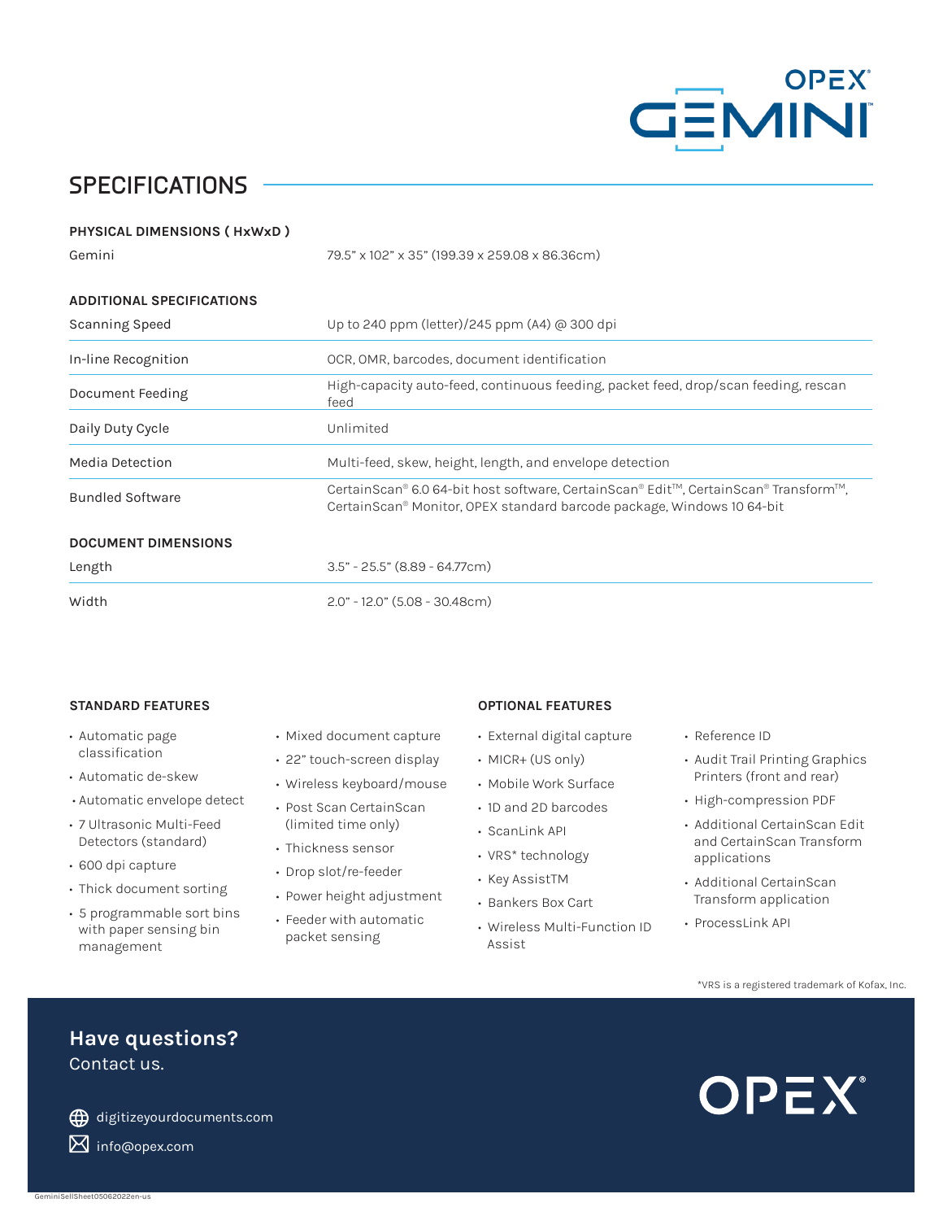OPEX GEMINI

## SPECIFICATIONS

### PHYSICAL DIMENSIONS ( HxWxD )

| | |
|---|---|
| Gemini | 79.5" x 102" x 35" (199.39 x 259.08 x 86.36cm) |

### ADDITIONAL SPECIFICATIONS

| | |
|---|---|
| Scanning Speed | Up to 240 ppm (letter)/245 ppm (A4) @ 300 dpi |
| In-line Recognition | OCR, OMR, barcodes, document identification |
| Document Feeding | High-capacity auto-feed, continuous feeding, packet feed, drop/scan feeding, rescan feed |
| Daily Duty Cycle | Unlimited |
| Media Detection | Multi-feed, skew, height, length, and envelope detection |
| Bundled Software | CertainScan® 6.0 64-bit host software, CertainScan® Edit™, CertainScan® Transform™, CertainScan® Monitor, OPEX standard barcode package, Windows 10 64-bit |

### DOCUMENT DIMENSIONS

| | |
|---|---|
| Length | 3.5" - 25.5" (8.89 - 64.77cm) |
| Width | 2.0" - 12.0" (5.08 - 30.48cm) |

### STANDARD FEATURES

- Automatic page classification
- Automatic de-skew
- Automatic envelope detect
- 7 Ultrasonic Multi-Feed Detectors (standard)
- 600 dpi capture
- Thick document sorting
- 5 programmable sort bins with paper sensing bin management
- Mixed document capture
- 22" touch-screen display
- Wireless keyboard/mouse
- Post Scan CertainScan (limited time only)
- Thickness sensor
- Drop slot/re-feeder
- Power height adjustment
- Feeder with automatic packet sensing

### OPTIONAL FEATURES

- External digital capture
- MICR+ (US only)
- Mobile Work Surface
- 1D and 2D barcodes
- ScanLink API
- VRS* technology
- Key AssistTM
- Bankers Box Cart
- Wireless Multi-Function ID Assist
- Reference ID
- Audit Trail Printing Graphics Printers (front and rear)
- High-compression PDF
- Additional CertainScan Edit and CertainScan Transform applications
- Additional CertainScan Transform application
- ProcessLink API

*VRS is a registered trademark of Kofax, Inc.

**Have questions?**
Contact us.

digitizeyourdocuments.com

info@opex.com

OPEX

GeminiSellSheet05062022en-us